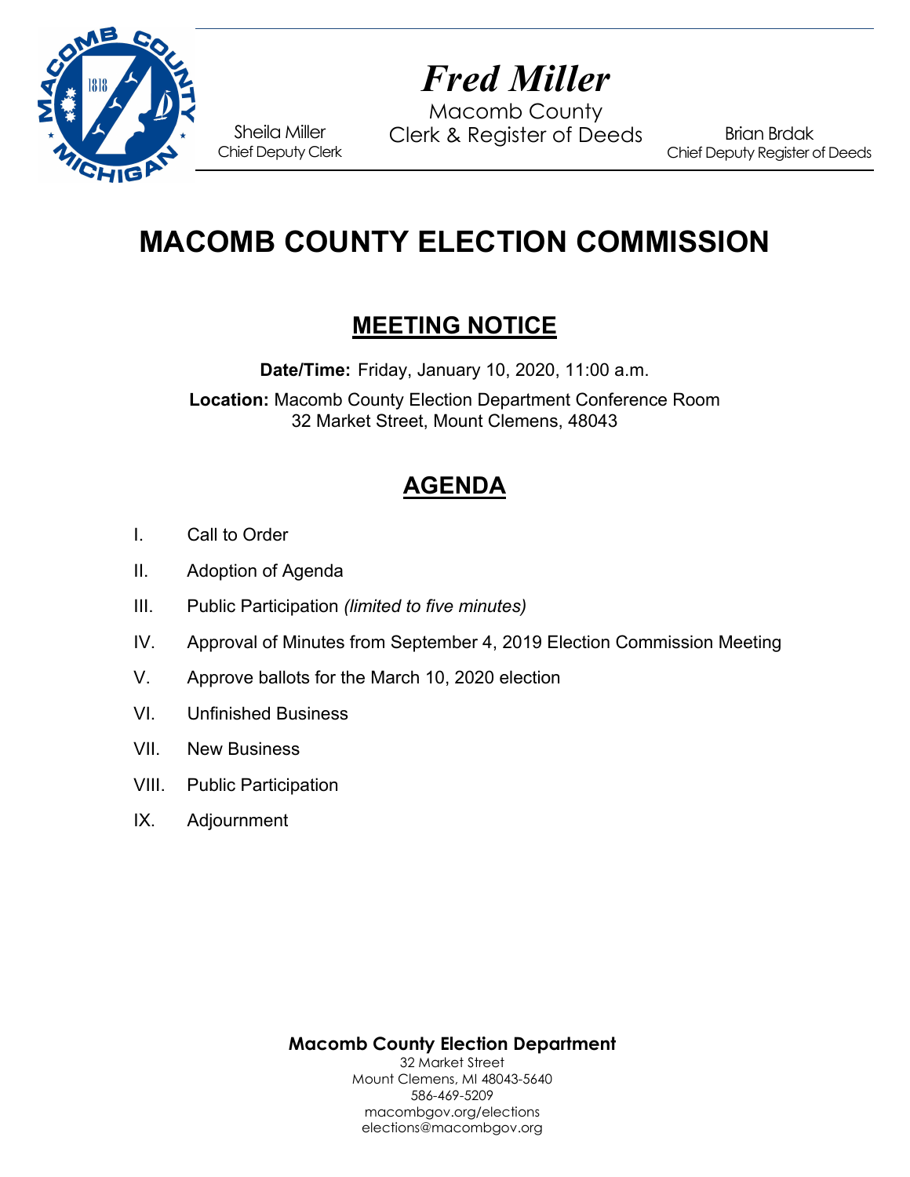Sheila Miller
Chief Deputy Clerk

# Fred Miller

Macomb County
Clerk & Register of Deeds

Brian Brdak
Chief Deputy Register of Deeds

# MACOMB COUNTY ELECTION COMMISSION

## MEETING NOTICE

**Date/Time:** Friday, January 10, 2020, 11:00 a.m.

**Location:** Macomb County Election Department Conference Room
32 Market Street, Mount Clemens, 48043

## AGENDA

I. Call to Order

II. Adoption of Agenda

III. Public Participation *(limited to five minutes)*

IV. Approval of Minutes from September 4, 2019 Election Commission Meeting

V. Approve ballots for the March 10, 2020 election

VI. Unfinished Business

VII. New Business

VIII. Public Participation

IX. Adjournment

**Macomb County Election Department**
32 Market Street
Mount Clemens, MI 48043-5640
586-469-5209
macombgov.org/elections
elections@macombgov.org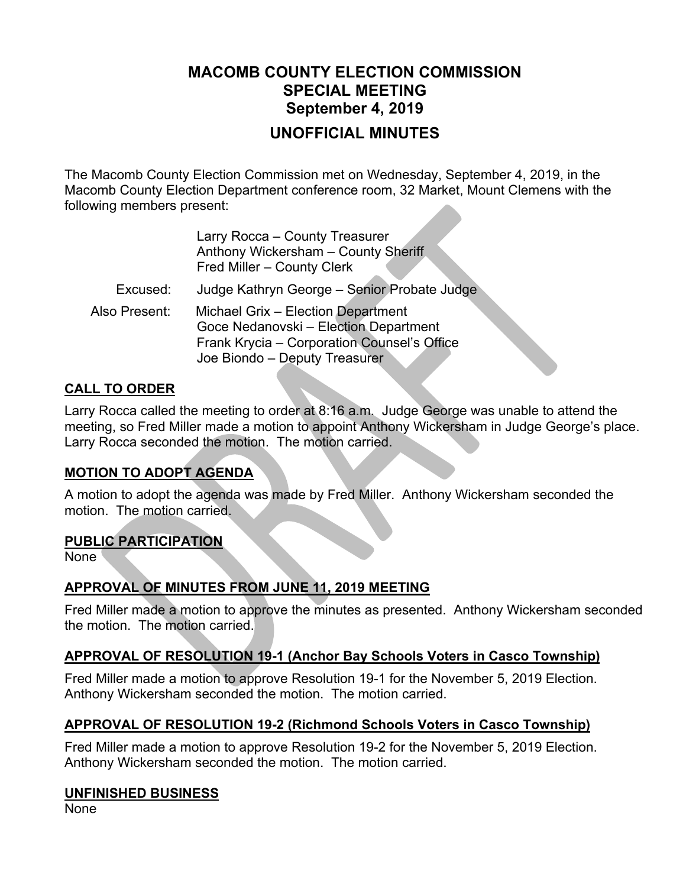# MACOMB COUNTY ELECTION COMMISSION
## SPECIAL MEETING
## September 4, 2019
## UNOFFICIAL MINUTES

The Macomb County Election Commission met on Wednesday, September 4, 2019, in the Macomb County Election Department conference room, 32 Market, Mount Clemens with the following members present:

Larry Rocca – County Treasurer
Anthony Wickersham – County Sheriff
Fred Miller – County Clerk

Excused: Judge Kathryn George – Senior Probate Judge

Also Present: Michael Grix – Election Department
Goce Nedanovski – Election Department
Frank Krycia – Corporation Counsel's Office
Joe Biondo – Deputy Treasurer

### CALL TO ORDER

Larry Rocca called the meeting to order at 8:16 a.m. Judge George was unable to attend the meeting, so Fred Miller made a motion to appoint Anthony Wickersham in Judge George's place. Larry Rocca seconded the motion. The motion carried.

### MOTION TO ADOPT AGENDA

A motion to adopt the agenda was made by Fred Miller. Anthony Wickersham seconded the motion. The motion carried.

### PUBLIC PARTICIPATION

None

### APPROVAL OF MINUTES FROM JUNE 11, 2019 MEETING

Fred Miller made a motion to approve the minutes as presented. Anthony Wickersham seconded the motion. The motion carried.

### APPROVAL OF RESOLUTION 19-1 (Anchor Bay Schools Voters in Casco Township)

Fred Miller made a motion to approve Resolution 19-1 for the November 5, 2019 Election. Anthony Wickersham seconded the motion. The motion carried.

### APPROVAL OF RESOLUTION 19-2 (Richmond Schools Voters in Casco Township)

Fred Miller made a motion to approve Resolution 19-2 for the November 5, 2019 Election. Anthony Wickersham seconded the motion. The motion carried.

### UNFINISHED BUSINESS

None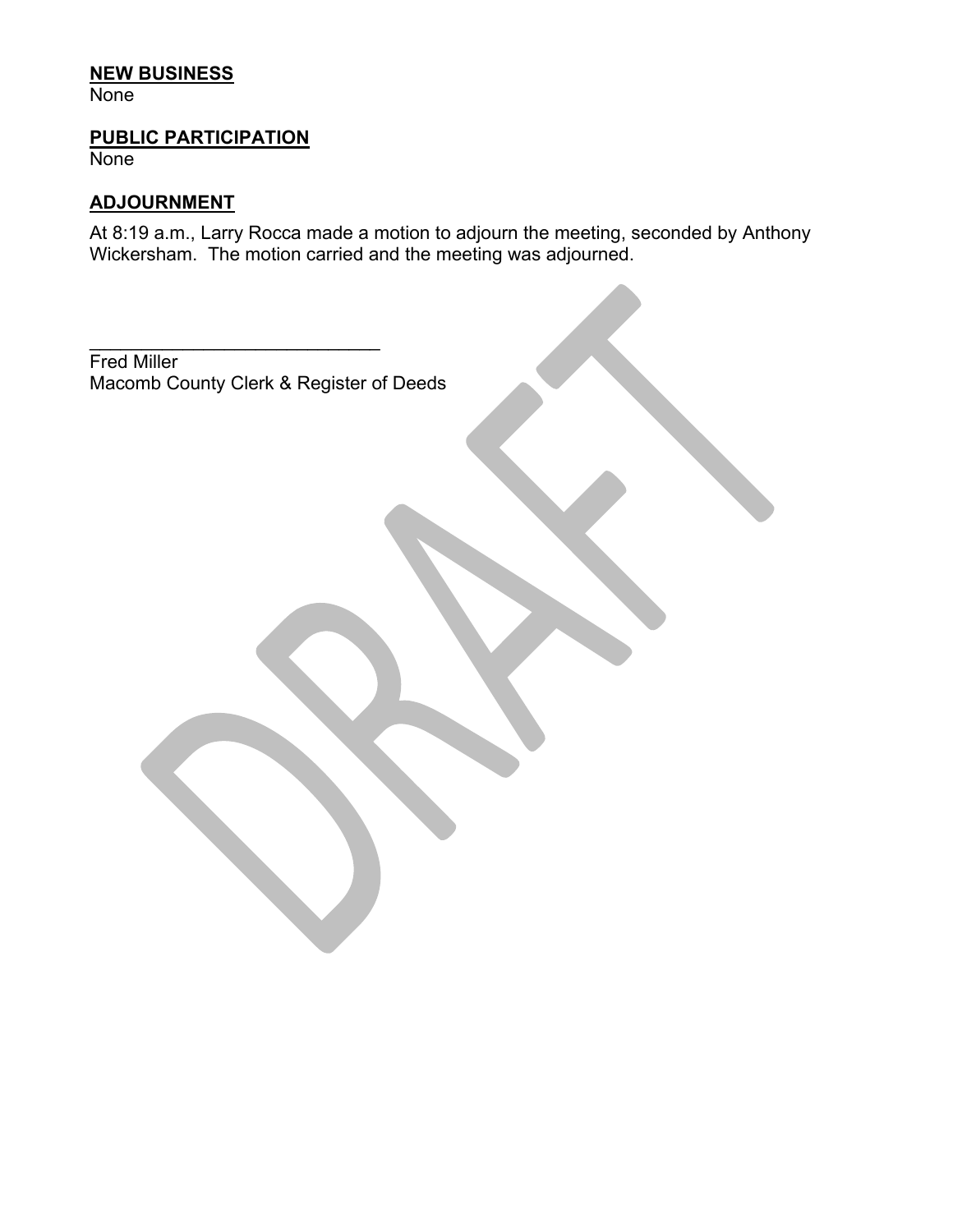**NEW BUSINESS**

None

**PUBLIC PARTICIPATION**

None

**ADJOURNMENT**

At 8:19 a.m., Larry Rocca made a motion to adjourn the meeting, seconded by Anthony Wickersham. The motion carried and the meeting was adjourned.

______________________________

Fred Miller
Macomb County Clerk & Register of Deeds

DRAFT